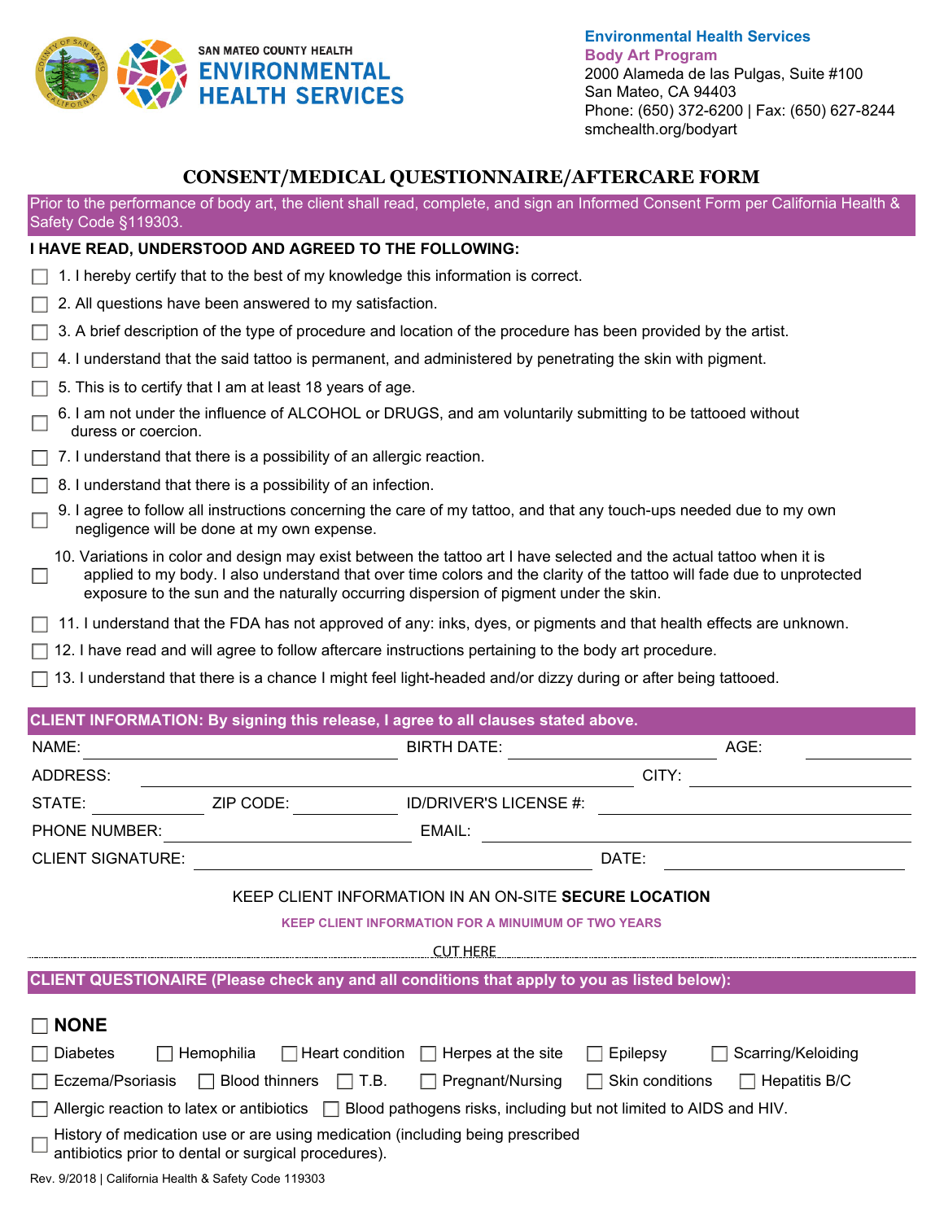SAN MATEO COUNTY HEALTH
**ENVIRONMENTAL HEALTH SERVICES**

**Environmental Health Services**
**Body Art Program**
2000 Alameda de las Pulgas, Suite #100
San Mateo, CA 94403
Phone: (650) 372-6200 | Fax: (650) 627-8244
smchealth.org/bodyart

# CONSENT/MEDICAL QUESTIONNAIRE/AFTERCARE FORM

Prior to the performance of body art, the client shall read, complete, and sign an Informed Consent Form per California Health & Safety Code §119303.

**I HAVE READ, UNDERSTOOD AND AGREED TO THE FOLLOWING:**

- ☐ 1. I hereby certify that to the best of my knowledge this information is correct.
- ☐ 2. All questions have been answered to my satisfaction.
- ☐ 3. A brief description of the type of procedure and location of the procedure has been provided by the artist.
- ☐ 4. I understand that the said tattoo is permanent, and administered by penetrating the skin with pigment.
- ☐ 5. This is to certify that I am at least 18 years of age.
- ☐ 6. I am not under the influence of ALCOHOL or DRUGS, and am voluntarily submitting to be tattooed without duress or coercion.
- ☐ 7. I understand that there is a possibility of an allergic reaction.
- ☐ 8. I understand that there is a possibility of an infection.
- ☐ 9. I agree to follow all instructions concerning the care of my tattoo, and that any touch-ups needed due to my own negligence will be done at my own expense.
- ☐ 10. Variations in color and design may exist between the tattoo art I have selected and the actual tattoo when it is applied to my body. I also understand that over time colors and the clarity of the tattoo will fade due to unprotected exposure to the sun and the naturally occurring dispersion of pigment under the skin.
- ☐ 11. I understand that the FDA has not approved of any: inks, dyes, or pigments and that health effects are unknown.
- ☐ 12. I have read and will agree to follow aftercare instructions pertaining to the body art procedure.
- ☐ 13. I understand that there is a chance I might feel light-headed and/or dizzy during or after being tattooed.

**CLIENT INFORMATION: By signing this release, I agree to all clauses stated above.**

NAME: ________________ BIRTH DATE: ________________ AGE: ________

ADDRESS: ________________________________ CITY: ________________

STATE: ________ ZIP CODE: ________ ID/DRIVER'S LICENSE #: ________________

PHONE NUMBER: ________________ EMAIL: ________________

CLIENT SIGNATURE: ________________________ DATE: ________________

KEEP CLIENT INFORMATION IN AN ON-SITE **SECURE LOCATION**

**KEEP CLIENT INFORMATION FOR A MINUIMUM OF TWO YEARS**

CUT HERE

**CLIENT QUESTIONAIRE (Please check any and all conditions that apply to you as listed below):**

☐ **NONE**

☐ Diabetes ☐ Hemophilia ☐ Heart condition ☐ Herpes at the site ☐ Epilepsy ☐ Scarring/Keloiding

☐ Eczema/Psoriasis ☐ Blood thinners ☐ T.B. ☐ Pregnant/Nursing ☐ Skin conditions ☐ Hepatitis B/C

☐ Allergic reaction to latex or antibiotics ☐ Blood pathogens risks, including but not limited to AIDS and HIV.

☐ History of medication use or are using medication (including being prescribed antibiotics prior to dental or surgical procedures).

Rev. 9/2018 | California Health & Safety Code 119303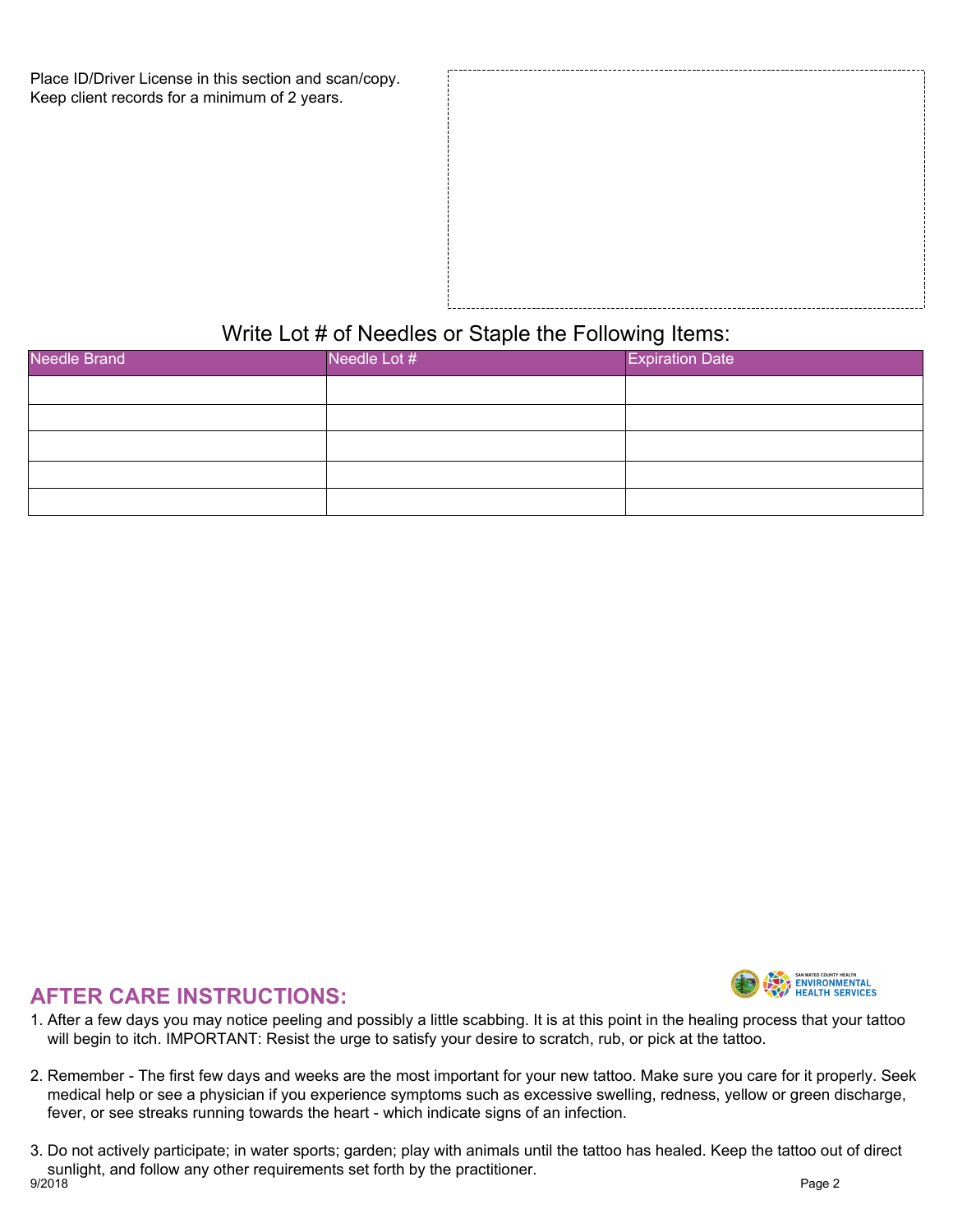Place ID/Driver License in this section and scan/copy.
Keep client records for a minimum of 2 years.

## Write Lot # of Needles or Staple the Following Items:

| Needle Brand | Needle Lot # | Expiration Date |
| --- | --- | --- |
| | | |
| | | |
| | | |
| | | |
| | | |

## AFTER CARE INSTRUCTIONS:

1. After a few days you may notice peeling and possibly a little scabbing. It is at this point in the healing process that your tattoo will begin to itch. IMPORTANT: Resist the urge to satisfy your desire to scratch, rub, or pick at the tattoo.

2. Remember - The first few days and weeks are the most important for your new tattoo. Make sure you care for it properly. Seek medical help or see a physician if you experience symptoms such as excessive swelling, redness, yellow or green discharge, fever, or see streaks running towards the heart - which indicate signs of an infection.

3. Do not actively participate; in water sports; garden; play with animals until the tattoo has healed. Keep the tattoo out of direct sunlight, and follow any other requirements set forth by the practitioner.

9/2018